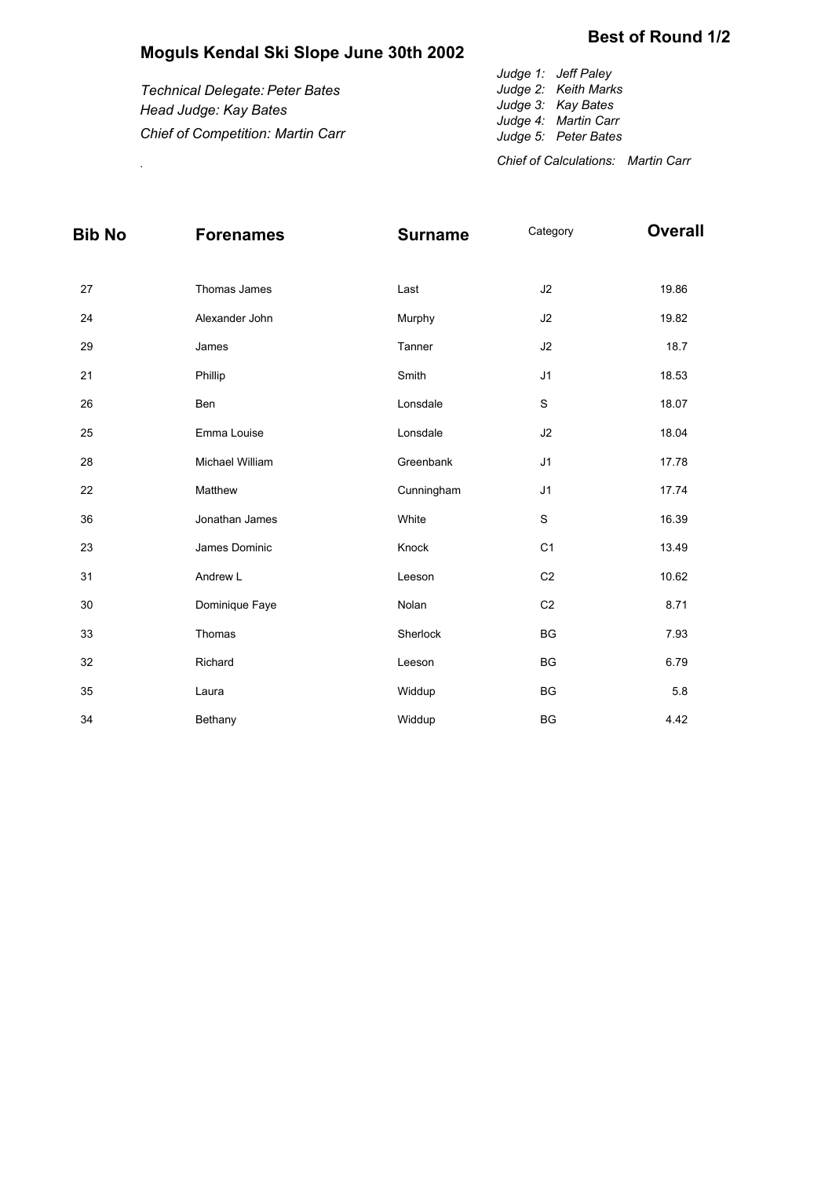## Best of Round 1/2

# Moguls Kendal Ski Slope June 30th 2002

*Technical Delegate: Peter Bates*
*Head Judge: Kay Bates*
*Chief of Competition: Martin Carr*

*Judge 1: Jeff Paley*
*Judge 2: Keith Marks*
*Judge 3: Kay Bates*
*Judge 4: Martin Carr*
*Judge 5: Peter Bates*

*Chief of Calculations: Martin Carr*

| Bib No | Forenames | Surname | Category | Overall |
| --- | --- | --- | --- | --- |
| 27 | Thomas James | Last | J2 | 19.86 |
| 24 | Alexander John | Murphy | J2 | 19.82 |
| 29 | James | Tanner | J2 | 18.7 |
| 21 | Phillip | Smith | J1 | 18.53 |
| 26 | Ben | Lonsdale | S | 18.07 |
| 25 | Emma Louise | Lonsdale | J2 | 18.04 |
| 28 | Michael William | Greenbank | J1 | 17.78 |
| 22 | Matthew | Cunningham | J1 | 17.74 |
| 36 | Jonathan James | White | S | 16.39 |
| 23 | James Dominic | Knock | C1 | 13.49 |
| 31 | Andrew L | Leeson | C2 | 10.62 |
| 30 | Dominique Faye | Nolan | C2 | 8.71 |
| 33 | Thomas | Sherlock | BG | 7.93 |
| 32 | Richard | Leeson | BG | 6.79 |
| 35 | Laura | Widdup | BG | 5.8 |
| 34 | Bethany | Widdup | BG | 4.42 |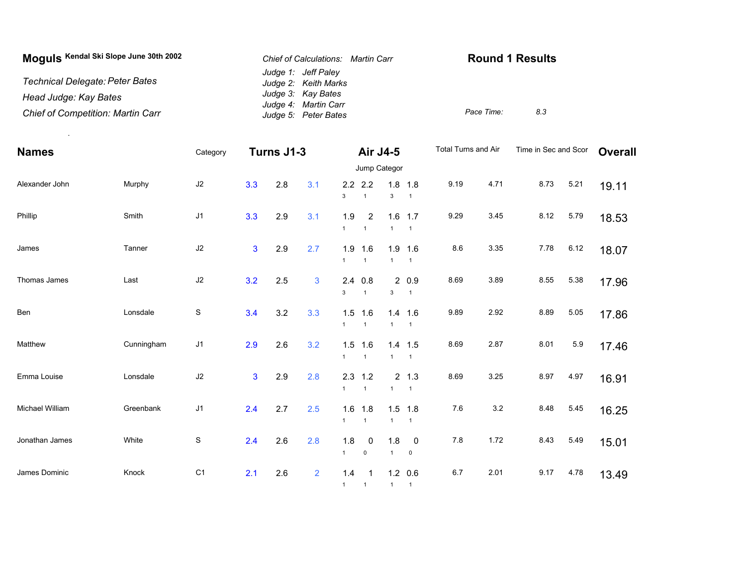**Moguls** Kendal Ski Slope June 30th 2002

*Technical Delegate: Peter Bates*

*Head Judge: Kay Bates*

*Chief of Competition: Martin Carr*

*Chief of Calculations: Martin Carr*

*Judge 1: Jeff Paley*
*Judge 2: Keith Marks*
*Judge 3: Kay Bates*
*Judge 4: Martin Carr*
*Judge 5: Peter Bates*

## Round 1 Results

*Pace Time:* *8.3*

| Names | | Category | Turns J1-3 | | | Air J4-5 (Jump Categor) | | | | Total Turns and Air | | Time in Sec and Scor | | Overall |
|---|---|---|---|---|---|---|---|---|---|---|---|---|---|---|
| Alexander John | Murphy | J2 | 3.3 | 2.8 | 3.1 | 2.2 (3) | 2.2 (1) | 1.8 (3) | 1.8 (1) | 9.19 | 4.71 | 8.73 | 5.21 | 19.11 |
| Phillip | Smith | J1 | 3.3 | 2.9 | 3.1 | 1.9 (1) | 2 (1) | 1.6 (1) | 1.7 (1) | 9.29 | 3.45 | 8.12 | 5.79 | 18.53 |
| James | Tanner | J2 | 3 | 2.9 | 2.7 | 1.9 (1) | 1.6 (1) | 1.9 (1) | 1.6 (1) | 8.6 | 3.35 | 7.78 | 6.12 | 18.07 |
| Thomas James | Last | J2 | 3.2 | 2.5 | 3 | 2.4 (3) | 0.8 (1) | 2 (3) | 0.9 (1) | 8.69 | 3.89 | 8.55 | 5.38 | 17.96 |
| Ben | Lonsdale | S | 3.4 | 3.2 | 3.3 | 1.5 (1) | 1.6 (1) | 1.4 (1) | 1.6 (1) | 9.89 | 2.92 | 8.89 | 5.05 | 17.86 |
| Matthew | Cunningham | J1 | 2.9 | 2.6 | 3.2 | 1.5 (1) | 1.6 (1) | 1.4 (1) | 1.5 (1) | 8.69 | 2.87 | 8.01 | 5.9 | 17.46 |
| Emma Louise | Lonsdale | J2 | 3 | 2.9 | 2.8 | 2.3 (1) | 1.2 (1) | 2 (1) | 1.3 (1) | 8.69 | 3.25 | 8.97 | 4.97 | 16.91 |
| Michael William | Greenbank | J1 | 2.4 | 2.7 | 2.5 | 1.6 (1) | 1.8 (1) | 1.5 (1) | 1.8 (1) | 7.6 | 3.2 | 8.48 | 5.45 | 16.25 |
| Jonathan James | White | S | 2.4 | 2.6 | 2.8 | 1.8 (1) | 0 (0) | 1.8 (1) | 0 (0) | 7.8 | 1.72 | 8.43 | 5.49 | 15.01 |
| James Dominic | Knock | C1 | 2.1 | 2.6 | 2 | 1.4 (1) | 1 (1) | 1.2 (1) | 0.6 (1) | 6.7 | 2.01 | 9.17 | 4.78 | 13.49 |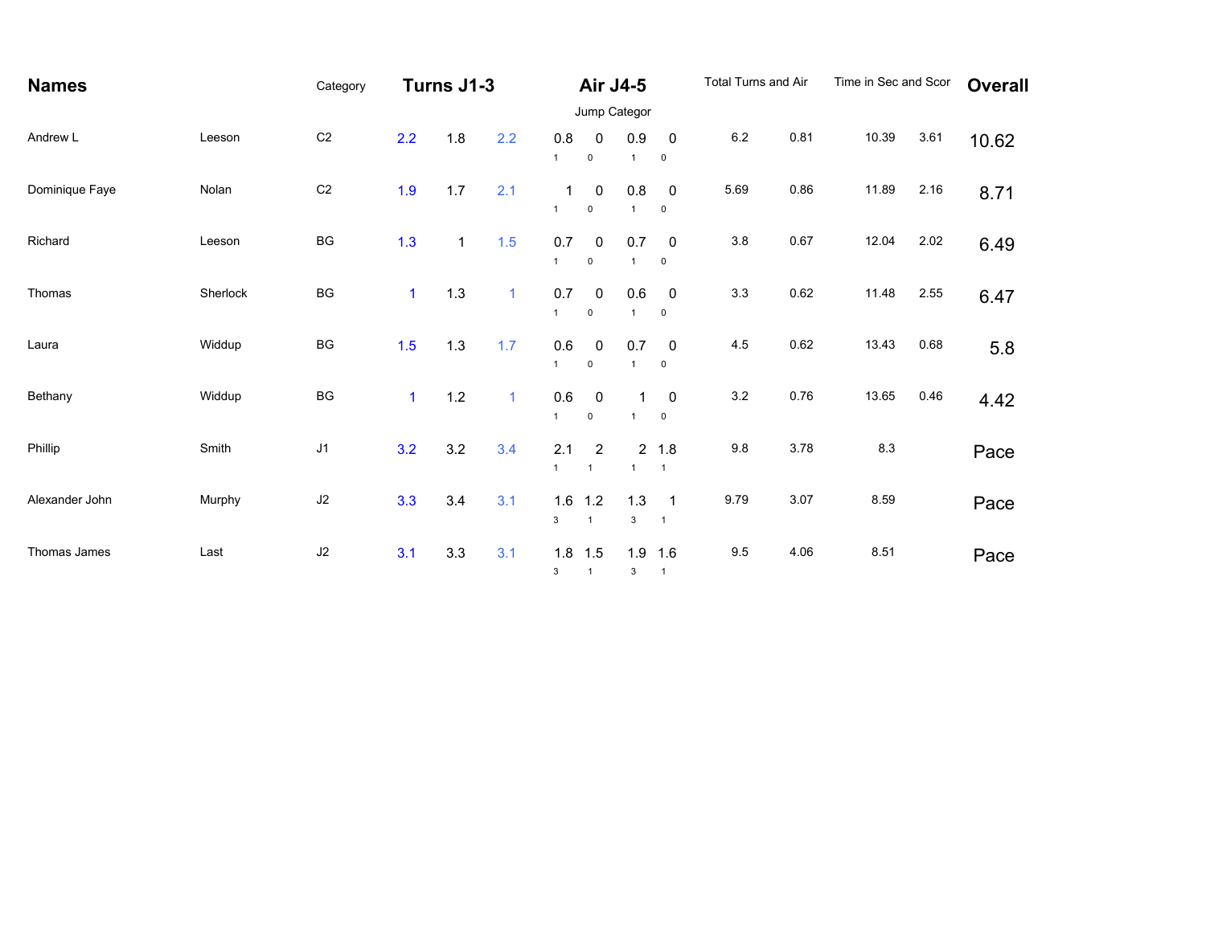| Names | | Category | Turns J1-3 | | | Air J4-5 | | | | Total Turns and Air | | Time in Sec and Scor | | Overall |
|---|---|---|---|---|---|---|---|---|---|---|---|---|---|---|
| | | | | | | Jump Categor | | | | | | | | |
| Andrew L | Leeson | C2 | 2.2 | 1.8 | 2.2 | 0.8 (1) | 0 (0) | 0.9 (1) | 0 (0) | 6.2 | 0.81 | 10.39 | 3.61 | 10.62 |
| Dominique Faye | Nolan | C2 | 1.9 | 1.7 | 2.1 | 1 (1) | 0 (0) | 0.8 (1) | 0 (0) | 5.69 | 0.86 | 11.89 | 2.16 | 8.71 |
| Richard | Leeson | BG | 1.3 | 1 | 1.5 | 0.7 (1) | 0 (0) | 0.7 (1) | 0 (0) | 3.8 | 0.67 | 12.04 | 2.02 | 6.49 |
| Thomas | Sherlock | BG | 1 | 1.3 | 1 | 0.7 (1) | 0 (0) | 0.6 (1) | 0 (0) | 3.3 | 0.62 | 11.48 | 2.55 | 6.47 |
| Laura | Widdup | BG | 1.5 | 1.3 | 1.7 | 0.6 (1) | 0 (0) | 0.7 (1) | 0 (0) | 4.5 | 0.62 | 13.43 | 0.68 | 5.8 |
| Bethany | Widdup | BG | 1 | 1.2 | 1 | 0.6 (1) | 0 (0) | 1 (1) | 0 (0) | 3.2 | 0.76 | 13.65 | 0.46 | 4.42 |
| Phillip | Smith | J1 | 3.2 | 3.2 | 3.4 | 2.1 (1) | 2 (1) | 2 (1) | 1.8 (1) | 9.8 | 3.78 | 8.3 | | Pace |
| Alexander John | Murphy | J2 | 3.3 | 3.4 | 3.1 | 1.6 (3) | 1.2 (1) | 1.3 (3) | 1 (1) | 9.79 | 3.07 | 8.59 | | Pace |
| Thomas James | Last | J2 | 3.1 | 3.3 | 3.1 | 1.8 (3) | 1.5 (1) | 1.9 (3) | 1.6 (1) | 9.5 | 4.06 | 8.51 | | Pace |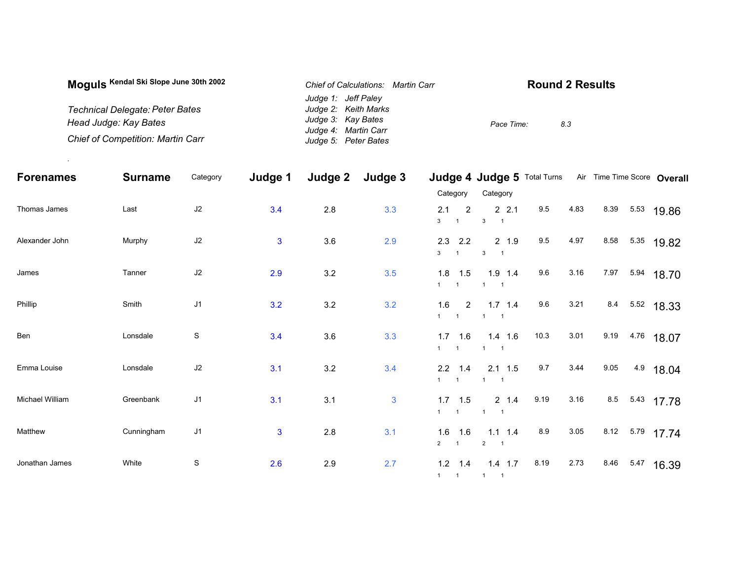**Moguls** Kendal Ski Slope June 30th 2002

*Technical Delegate: Peter Bates*
*Head Judge: Kay Bates*
*Chief of Competition: Martin Carr*

*Chief of Calculations: Martin Carr*
*Judge 1: Jeff Paley*
*Judge 2: Keith Marks*
*Judge 3: Kay Bates*
*Judge 4: Martin Carr*
*Judge 5: Peter Bates*

## Round 2 Results

*Pace Time:* 8.3

| Forenames | Surname | Category | Judge 1 | Judge 2 | Judge 3 | Judge 4 | | Judge 5 | | Total Turns | Air | Time | Time Score | Overall |
|---|---|---|---|---|---|---|---|---|---|---|---|---|---|---|
| | | | | | | Category | | Category | | | | | | |
| Thomas James | Last | J2 | 3.4 | 2.8 | 3.3 | 2.1 (3) | 2 (1) | 2 (3) | 2.1 (1) | 9.5 | 4.83 | 8.39 | 5.53 | 19.86 |
| Alexander John | Murphy | J2 | 3 | 3.6 | 2.9 | 2.3 (3) | 2.2 (1) | 2 (3) | 1.9 (1) | 9.5 | 4.97 | 8.58 | 5.35 | 19.82 |
| James | Tanner | J2 | 2.9 | 3.2 | 3.5 | 1.8 (1) | 1.5 (1) | 1.9 (1) | 1.4 (1) | 9.6 | 3.16 | 7.97 | 5.94 | 18.70 |
| Phillip | Smith | J1 | 3.2 | 3.2 | 3.2 | 1.6 (1) | 2 (1) | 1.7 (1) | 1.4 (1) | 9.6 | 3.21 | 8.4 | 5.52 | 18.33 |
| Ben | Lonsdale | S | 3.4 | 3.6 | 3.3 | 1.7 (1) | 1.6 (1) | 1.4 (1) | 1.6 (1) | 10.3 | 3.01 | 9.19 | 4.76 | 18.07 |
| Emma Louise | Lonsdale | J2 | 3.1 | 3.2 | 3.4 | 2.2 (1) | 1.4 (1) | 2.1 (1) | 1.5 (1) | 9.7 | 3.44 | 9.05 | 4.9 | 18.04 |
| Michael William | Greenbank | J1 | 3.1 | 3.1 | 3 | 1.7 (1) | 1.5 (1) | 2 (1) | 1.4 (1) | 9.19 | 3.16 | 8.5 | 5.43 | 17.78 |
| Matthew | Cunningham | J1 | 3 | 2.8 | 3.1 | 1.6 (2) | 1.6 (1) | 1.1 (2) | 1.4 (1) | 8.9 | 3.05 | 8.12 | 5.79 | 17.74 |
| Jonathan James | White | S | 2.6 | 2.9 | 2.7 | 1.2 (1) | 1.4 (1) | 1.4 (1) | 1.7 (1) | 8.19 | 2.73 | 8.46 | 5.47 | 16.39 |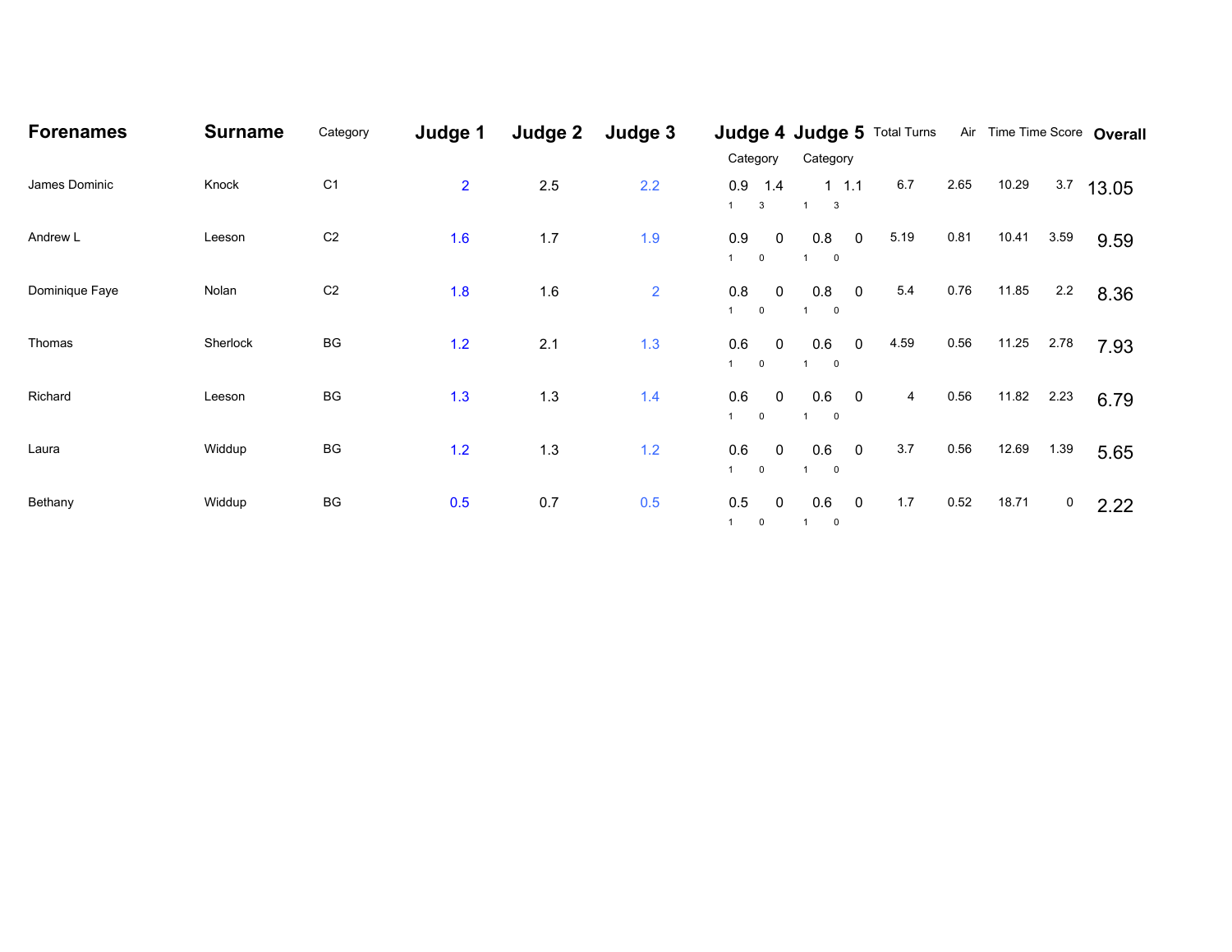| Forenames | Surname | Category | Judge 1 | Judge 2 | Judge 3 | Judge 4 | | Judge 5 | | Total Turns | Air | Time | Time Score | Overall |
|---|---|---|---|---|---|---|---|---|---|---|---|---|---|---|
| | | | | | | Category | | Category | | | | | | |
| James Dominic | Knock | C1 | 2 | 2.5 | 2.2 | 0.9 (1) | 1.4 (3) | 1 (1) | 1.1 (3) | 6.7 | 2.65 | 10.29 | 3.7 | 13.05 |
| Andrew L | Leeson | C2 | 1.6 | 1.7 | 1.9 | 0.9 (1) | 0 (0) | 0.8 (1) | 0 (0) | 5.19 | 0.81 | 10.41 | 3.59 | 9.59 |
| Dominique Faye | Nolan | C2 | 1.8 | 1.6 | 2 | 0.8 (1) | 0 (0) | 0.8 (1) | 0 (0) | 5.4 | 0.76 | 11.85 | 2.2 | 8.36 |
| Thomas | Sherlock | BG | 1.2 | 2.1 | 1.3 | 0.6 (1) | 0 (0) | 0.6 (1) | 0 (0) | 4.59 | 0.56 | 11.25 | 2.78 | 7.93 |
| Richard | Leeson | BG | 1.3 | 1.3 | 1.4 | 0.6 (1) | 0 (0) | 0.6 (1) | 0 (0) | 4 | 0.56 | 11.82 | 2.23 | 6.79 |
| Laura | Widdup | BG | 1.2 | 1.3 | 1.2 | 0.6 (1) | 0 (0) | 0.6 (1) | 0 (0) | 3.7 | 0.56 | 12.69 | 1.39 | 5.65 |
| Bethany | Widdup | BG | 0.5 | 0.7 | 0.5 | 0.5 (1) | 0 (0) | 0.6 (1) | 0 (0) | 1.7 | 0.52 | 18.71 | 0 | 2.22 |